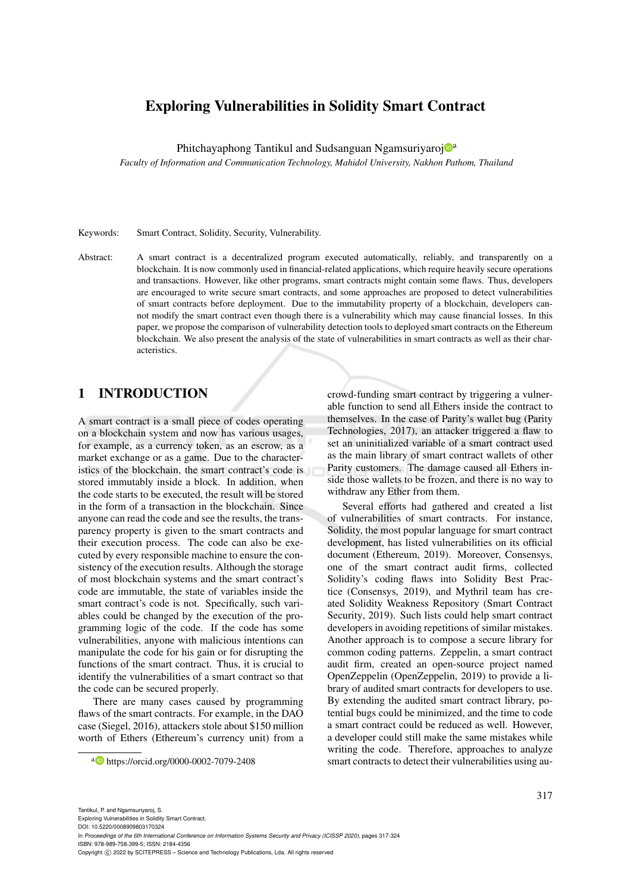# Exploring Vulnerabilities in Solidity Smart Contract

Phitchayaphong Tantikul and Sudsanguan Ngamsuriyaroj[a]

*Faculty of Information and Communication Technology, Mahidol University, Nakhon Pathom, Thailand*

Keywords: Smart Contract, Solidity, Security, Vulnerability.

Abstract: A smart contract is a decentralized program executed automatically, reliably, and transparently on a blockchain. It is now commonly used in financial-related applications, which require heavily secure operations and transactions. However, like other programs, smart contracts might contain some flaws. Thus, developers are encouraged to write secure smart contracts, and some approaches are proposed to detect vulnerabilities of smart contracts before deployment. Due to the immutability property of a blockchain, developers cannot modify the smart contract even though there is a vulnerability which may cause financial losses. In this paper, we propose the comparison of vulnerability detection tools to deployed smart contracts on the Ethereum blockchain. We also present the analysis of the state of vulnerabilities in smart contracts as well as their characteristics.

## 1 INTRODUCTION

A smart contract is a small piece of codes operating on a blockchain system and now has various usages, for example, as a currency token, as an escrow, as a market exchange or as a game. Due to the characteristics of the blockchain, the smart contract's code is stored immutably inside a block. In addition, when the code starts to be executed, the result will be stored in the form of a transaction in the blockchain. Since anyone can read the code and see the results, the transparency property is given to the smart contracts and their execution process. The code can also be executed by every responsible machine to ensure the consistency of the execution results. Although the storage of most blockchain systems and the smart contract's code are immutable, the state of variables inside the smart contract's code is not. Specifically, such variables could be changed by the execution of the programming logic of the code. If the code has some vulnerabilities, anyone with malicious intentions can manipulate the code for his gain or for disrupting the functions of the smart contract. Thus, it is crucial to identify the vulnerabilities of a smart contract so that the code can be secured properly.

There are many cases caused by programming flaws of the smart contracts. For example, in the DAO case (Siegel, 2016), attackers stole about $150 million worth of Ethers (Ethereum's currency unit) from a crowd-funding smart contract by triggering a vulnerable function to send all Ethers inside the contract to themselves. In the case of Parity's wallet bug (Parity Technologies, 2017), an attacker triggered a flaw to set an uninitialized variable of a smart contract used as the main library of smart contract wallets of other Parity customers. The damage caused all Ethers inside those wallets to be frozen, and there is no way to withdraw any Ether from them.

Several efforts had gathered and created a list of vulnerabilities of smart contracts. For instance, Solidity, the most popular language for smart contract development, has listed vulnerabilities on its official document (Ethereum, 2019). Moreover, Consensys, one of the smart contract audit firms, collected Solidity's coding flaws into Solidity Best Practice (Consensys, 2019), and Mythril team has created Solidity Weakness Repository (Smart Contract Security, 2019). Such lists could help smart contract developers in avoiding repetitions of similar mistakes. Another approach is to compose a secure library for common coding patterns. Zeppelin, a smart contract audit firm, created an open-source project named OpenZeppelin (OpenZeppelin, 2019) to provide a library of audited smart contracts for developers to use. By extending the audited smart contract library, potential bugs could be minimized, and the time to code a smart contract could be reduced as well. However, a developer could still make the same mistakes while writing the code. Therefore, approaches to analyze smart contracts to detect their vulnerabilities using au-

[a] https://orcid.org/0000-0002-7079-2408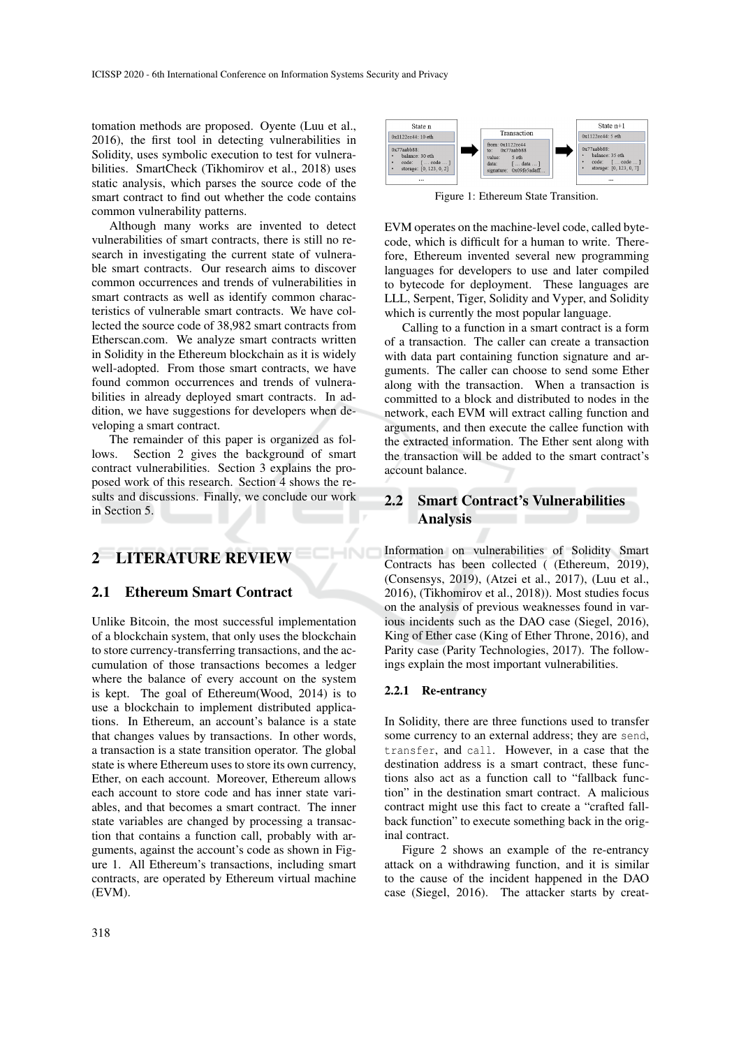tomation methods are proposed. Oyente (Luu et al., 2016), the first tool in detecting vulnerabilities in Solidity, uses symbolic execution to test for vulnerabilities. SmartCheck (Tikhomirov et al., 2018) uses static analysis, which parses the source code of the smart contract to find out whether the code contains common vulnerability patterns.

Although many works are invented to detect vulnerabilities of smart contracts, there is still no research in investigating the current state of vulnerable smart contracts. Our research aims to discover common occurrences and trends of vulnerabilities in smart contracts as well as identify common characteristics of vulnerable smart contracts. We have collected the source code of 38,982 smart contracts from Etherscan.com. We analyze smart contracts written in Solidity in the Ethereum blockchain as it is widely well-adopted. From those smart contracts, we have found common occurrences and trends of vulnerabilities in already deployed smart contracts. In addition, we have suggestions for developers when developing a smart contract.

The remainder of this paper is organized as follows. Section 2 gives the background of smart contract vulnerabilities. Section 3 explains the proposed work of this research. Section 4 shows the results and discussions. Finally, we conclude our work in Section 5.

# 2 LITERATURE REVIEW

## 2.1 Ethereum Smart Contract

Unlike Bitcoin, the most successful implementation of a blockchain system, that only uses the blockchain to store currency-transferring transactions, and the accumulation of those transactions becomes a ledger where the balance of every account on the system is kept. The goal of Ethereum(Wood, 2014) is to use a blockchain to implement distributed applications. In Ethereum, an account's balance is a state that changes values by transactions. In other words, a transaction is a state transition operator. The global state is where Ethereum uses to store its own currency, Ether, on each account. Moreover, Ethereum allows each account to store code and has inner state variables, and that becomes a smart contract. The inner state variables are changed by processing a transaction that contains a function call, probably with arguments, against the account's code as shown in Figure 1. All Ethereum's transactions, including smart contracts, are operated by Ethereum virtual machine (EVM).

Figure 1: Ethereum State Transition.

EVM operates on the machine-level code, called bytecode, which is difficult for a human to write. Therefore, Ethereum invented several new programming languages for developers to use and later compiled to bytecode for deployment. These languages are LLL, Serpent, Tiger, Solidity and Vyper, and Solidity which is currently the most popular language.

Calling to a function in a smart contract is a form of a transaction. The caller can create a transaction with data part containing function signature and arguments. The caller can choose to send some Ether along with the transaction. When a transaction is committed to a block and distributed to nodes in the network, each EVM will extract calling function and arguments, and then execute the callee function with the extracted information. The Ether sent along with the transaction will be added to the smart contract's account balance.

## 2.2 Smart Contract's Vulnerabilities Analysis

Information on vulnerabilities of Solidity Smart Contracts has been collected ( (Ethereum, 2019), (Consensys, 2019), (Atzei et al., 2017), (Luu et al., 2016), (Tikhomirov et al., 2018)). Most studies focus on the analysis of previous weaknesses found in various incidents such as the DAO case (Siegel, 2016), King of Ether case (King of Ether Throne, 2016), and Parity case (Parity Technologies, 2017). The followings explain the most important vulnerabilities.

### 2.2.1 Re-entrancy

In Solidity, there are three functions used to transfer some currency to an external address; they are `send`, `transfer`, and `call`. However, in a case that the destination address is a smart contract, these functions also act as a function call to "fallback function" in the destination smart contract. A malicious contract might use this fact to create a "crafted fallback function" to execute something back in the original contract.

Figure 2 shows an example of the re-entrancy attack on a withdrawing function, and it is similar to the cause of the incident happened in the DAO case (Siegel, 2016). The attacker starts by creat-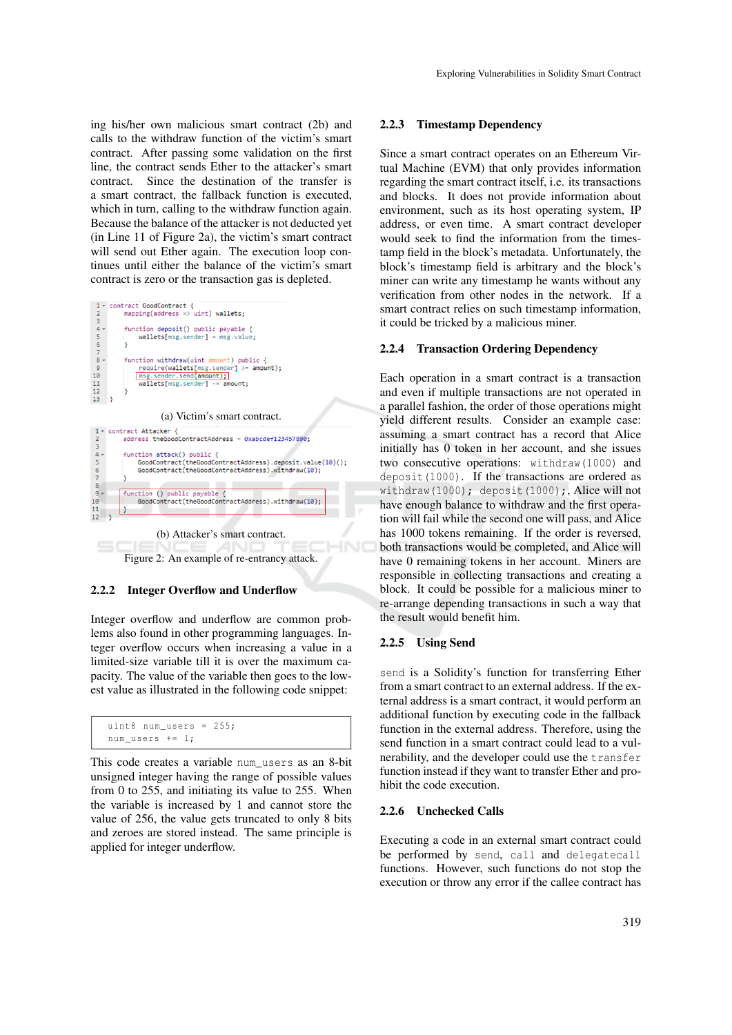ing his/her own malicious smart contract (2b) and calls to the withdraw function of the victim's smart contract. After passing some validation on the first line, the contract sends Ether to the attacker's smart contract. Since the destination of the transfer is a smart contract, the fallback function is executed, which in turn, calling to the withdraw function again. Because the balance of the attacker is not deducted yet (in Line 11 of Figure 2a), the victim's smart contract will send out Ether again. The execution loop continues until either the balance of the victim's smart contract is zero or the transaction gas is depleted.

```
1  contract GoodContract {
2      mapping(address => uint) wallets;
3
4      function deposit() public payable {
5          wallets[msg.sender] = msg.value;
6      }
7
8      function withdraw(uint amount) public {
9          require(wallets[msg.sender] >= amount);
10         msg.sender.send(amount);
11         wallets[msg.sender] -= amount;
12     }
13 }
```

(a) Victim's smart contract.

```
1  contract Attacker {
2      address theGoodContractAddress = 0xabcdef123457890;
3
4      function attack() public {
5          GoodContract(theGoodContractAddress).deposit.value(10)();
6          GoodContract(theGoodContractAddress).withdraw(10);
7      }
8
9      function () public payable {
10         GoodContract(theGoodContractAddress).withdraw(10);
11     }
12 }
```

(b) Attacker's smart contract.

Figure 2: An example of re-entrancy attack.

### 2.2.2 Integer Overflow and Underflow

Integer overflow and underflow are common problems also found in other programming languages. Integer overflow occurs when increasing a value in a limited-size variable till it is over the maximum capacity. The value of the variable then goes to the lowest value as illustrated in the following code snippet:

```
uint8 num_users = 255;
num_users += 1;
```

This code creates a variable `num_users` as an 8-bit unsigned integer having the range of possible values from 0 to 255, and initiating its value to 255. When the variable is increased by 1 and cannot store the value of 256, the value gets truncated to only 8 bits and zeroes are stored instead. The same principle is applied for integer underflow.

### 2.2.3 Timestamp Dependency

Since a smart contract operates on an Ethereum Virtual Machine (EVM) that only provides information regarding the smart contract itself, i.e. its transactions and blocks. It does not provide information about environment, such as its host operating system, IP address, or even time. A smart contract developer would seek to find the information from the timestamp field in the block's metadata. Unfortunately, the block's timestamp field is arbitrary and the block's miner can write any timestamp he wants without any verification from other nodes in the network. If a smart contract relies on such timestamp information, it could be tricked by a malicious miner.

### 2.2.4 Transaction Ordering Dependency

Each operation in a smart contract is a transaction and even if multiple transactions are not operated in a parallel fashion, the order of those operations might yield different results. Consider an example case: assuming a smart contract has a record that Alice initially has 0 token in her account, and she issues two consecutive operations: `withdraw(1000)` and `deposit(1000)`. If the transactions are ordered as `withdraw(1000); deposit(1000);`, Alice will not have enough balance to withdraw and the first operation will fail while the second one will pass, and Alice has 1000 tokens remaining. If the order is reversed, both transactions would be completed, and Alice will have 0 remaining tokens in her account. Miners are responsible in collecting transactions and creating a block. It could be possible for a malicious miner to re-arrange depending transactions in such a way that the result would benefit him.

### 2.2.5 Using Send

`send` is a Solidity's function for transferring Ether from a smart contract to an external address. If the external address is a smart contract, it would perform an additional function by executing code in the fallback function in the external address. Therefore, using the send function in a smart contract could lead to a vulnerability, and the developer could use the `transfer` function instead if they want to transfer Ether and prohibit the code execution.

### 2.2.6 Unchecked Calls

Executing a code in an external smart contract could be performed by `send`, `call` and `delegatecall` functions. However, such functions do not stop the execution or throw any error if the callee contract has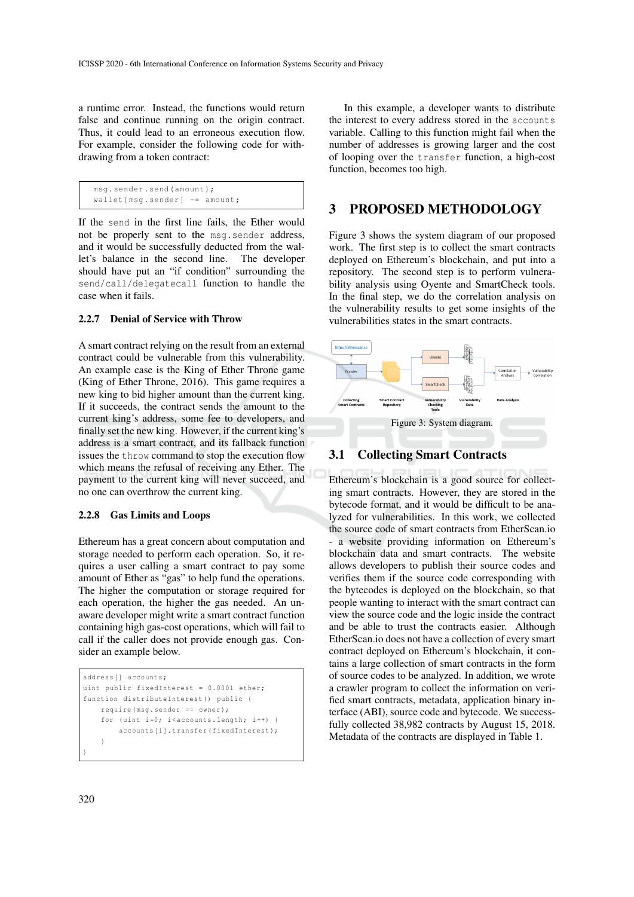a runtime error. Instead, the functions would return false and continue running on the origin contract. Thus, it could lead to an erroneous execution flow. For example, consider the following code for withdrawing from a token contract:

```
msg.sender.send(amount);
wallet[msg.sender] -= amount;
```

If the send in the first line fails, the Ether would not be properly sent to the msg.sender address, and it would be successfully deducted from the wallet's balance in the second line. The developer should have put an "if condition" surrounding the send/call/delegatecall function to handle the case when it fails.

### 2.2.7 Denial of Service with Throw

A smart contract relying on the result from an external contract could be vulnerable from this vulnerability. An example case is the King of Ether Throne game (King of Ether Throne, 2016). This game requires a new king to bid higher amount than the current king. If it succeeds, the contract sends the amount to the current king's address, some fee to developers, and finally set the new king. However, if the current king's address is a smart contract, and its fallback function issues the throw command to stop the execution flow which means the refusal of receiving any Ether. The payment to the current king will never succeed, and no one can overthrow the current king.

### 2.2.8 Gas Limits and Loops

Ethereum has a great concern about computation and storage needed to perform each operation. So, it requires a user calling a smart contract to pay some amount of Ether as "gas" to help fund the operations. The higher the computation or storage required for each operation, the higher the gas needed. An unaware developer might write a smart contract function containing high gas-cost operations, which will fail to call if the caller does not provide enough gas. Consider an example below.

```
address[] accounts;
uint public fixedInterest = 0.0001 ether;
function distributeInterest() public {
    require(msg.sender == owner);
    for (uint i=0; i<accounts.length; i++) {
        accounts[i].transfer(fixedInterest);
    }
}
```

In this example, a developer wants to distribute the interest to every address stored in the accounts variable. Calling to this function might fail when the number of addresses is growing larger and the cost of looping over the transfer function, a high-cost function, becomes too high.

## 3 PROPOSED METHODOLOGY

Figure 3 shows the system diagram of our proposed work. The first step is to collect the smart contracts deployed on Ethereum's blockchain, and put into a repository. The second step is to perform vulnerability analysis using Oyente and SmartCheck tools. In the final step, we do the correlation analysis on the vulnerability results to get some insights of the vulnerabilities states in the smart contracts.

Figure 3: System diagram.

### 3.1 Collecting Smart Contracts

Ethereum's blockchain is a good source for collecting smart contracts. However, they are stored in the bytecode format, and it would be difficult to be analyzed for vulnerabilities. In this work, we collected the source code of smart contracts from EtherScan.io - a website providing information on Ethereum's blockchain data and smart contracts. The website allows developers to publish their source codes and verifies them if the source code corresponding with the bytecodes is deployed on the blockchain, so that people wanting to interact with the smart contract can view the source code and the logic inside the contract and be able to trust the contracts easier. Although EtherScan.io does not have a collection of every smart contract deployed on Ethereum's blockchain, it contains a large collection of smart contracts in the form of source codes to be analyzed. In addition, we wrote a crawler program to collect the information on verified smart contracts, metadata, application binary interface (ABI), source code and bytecode. We successfully collected 38,982 contracts by August 15, 2018. Metadata of the contracts are displayed in Table 1.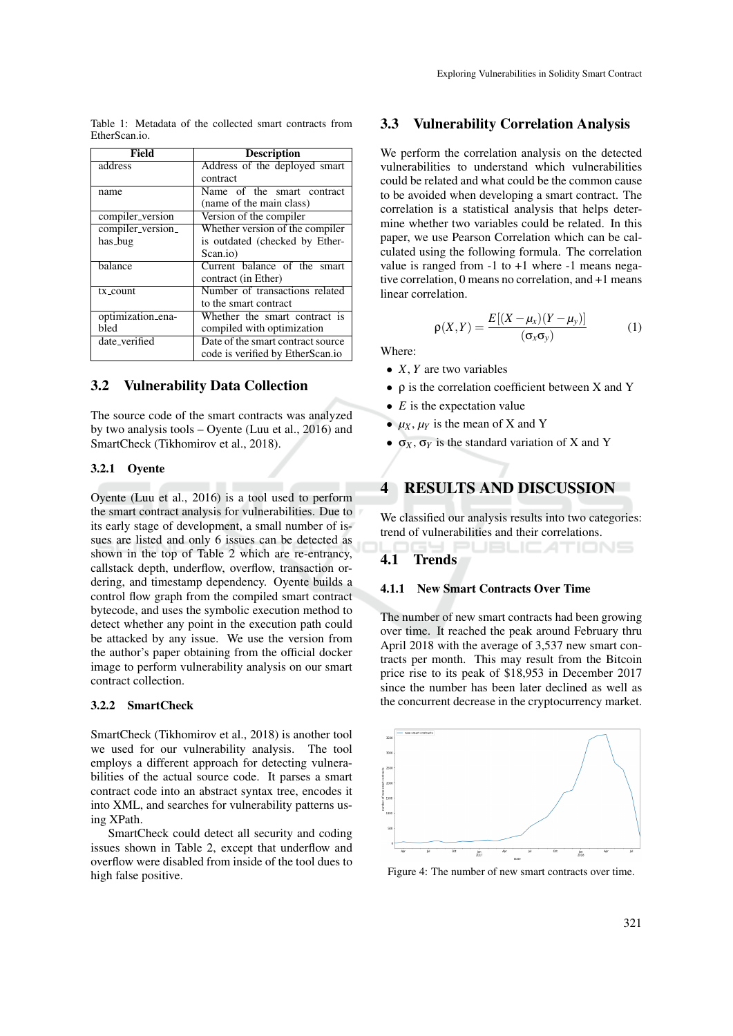Table 1: Metadata of the collected smart contracts from EtherScan.io.

| Field | Description |
|---|---|
| address | Address of the deployed smart contract |
| name | Name of the smart contract (name of the main class) |
| compiler_version | Version of the compiler |
| compiler_version_has_bug | Whether version of the compiler is outdated (checked by EtherScan.io) |
| balance | Current balance of the smart contract (in Ether) |
| tx_count | Number of transactions related to the smart contract |
| optimization_enabled | Whether the smart contract is compiled with optimization |
| date_verified | Date of the smart contract source code is verified by EtherScan.io |

## 3.2 Vulnerability Data Collection

The source code of the smart contracts was analyzed by two analysis tools – Oyente (Luu et al., 2016) and SmartCheck (Tikhomirov et al., 2018).

### 3.2.1 Oyente

Oyente (Luu et al., 2016) is a tool used to perform the smart contract analysis for vulnerabilities. Due to its early stage of development, a small number of issues are listed and only 6 issues can be detected as shown in the top of Table 2 which are re-entrancy, callstack depth, underflow, overflow, transaction ordering, and timestamp dependency. Oyente builds a control flow graph from the compiled smart contract bytecode, and uses the symbolic execution method to detect whether any point in the execution path could be attacked by any issue. We use the version from the author's paper obtaining from the official docker image to perform vulnerability analysis on our smart contract collection.

### 3.2.2 SmartCheck

SmartCheck (Tikhomirov et al., 2018) is another tool we used for our vulnerability analysis. The tool employs a different approach for detecting vulnerabilities of the actual source code. It parses a smart contract code into an abstract syntax tree, encodes it into XML, and searches for vulnerability patterns using XPath.

SmartCheck could detect all security and coding issues shown in Table 2, except that underflow and overflow were disabled from inside of the tool dues to high false positive.

## 3.3 Vulnerability Correlation Analysis

We perform the correlation analysis on the detected vulnerabilities to understand which vulnerabilities could be related and what could be the common cause to be avoided when developing a smart contract. The correlation is a statistical analysis that helps determine whether two variables could be related. In this paper, we use Pearson Correlation which can be calculated using the following formula. The correlation value is ranged from -1 to +1 where -1 means negative correlation, 0 means no correlation, and +1 means linear correlation.

$$\rho(X,Y) = \frac{E[(X-\mu_x)(Y-\mu_y)]}{(\sigma_x \sigma_y)} \quad (1)$$

Where:

- $X$, $Y$ are two variables
- $\rho$ is the correlation coefficient between X and Y
- $E$ is the expectation value
- $\mu_X$, $\mu_Y$ is the mean of X and Y
- $\sigma_X$, $\sigma_Y$ is the standard variation of X and Y

# 4 RESULTS AND DISCUSSION

We classified our analysis results into two categories: trend of vulnerabilities and their correlations.

## 4.1 Trends

### 4.1.1 New Smart Contracts Over Time

The number of new smart contracts had been growing over time. It reached the peak around February thru April 2018 with the average of 3,537 new smart contracts per month. This may result from the Bitcoin price rise to its peak of $18,953 in December 2017 since the number has been later declined as well as the concurrent decrease in the cryptocurrency market.

Figure 4: The number of new smart contracts over time.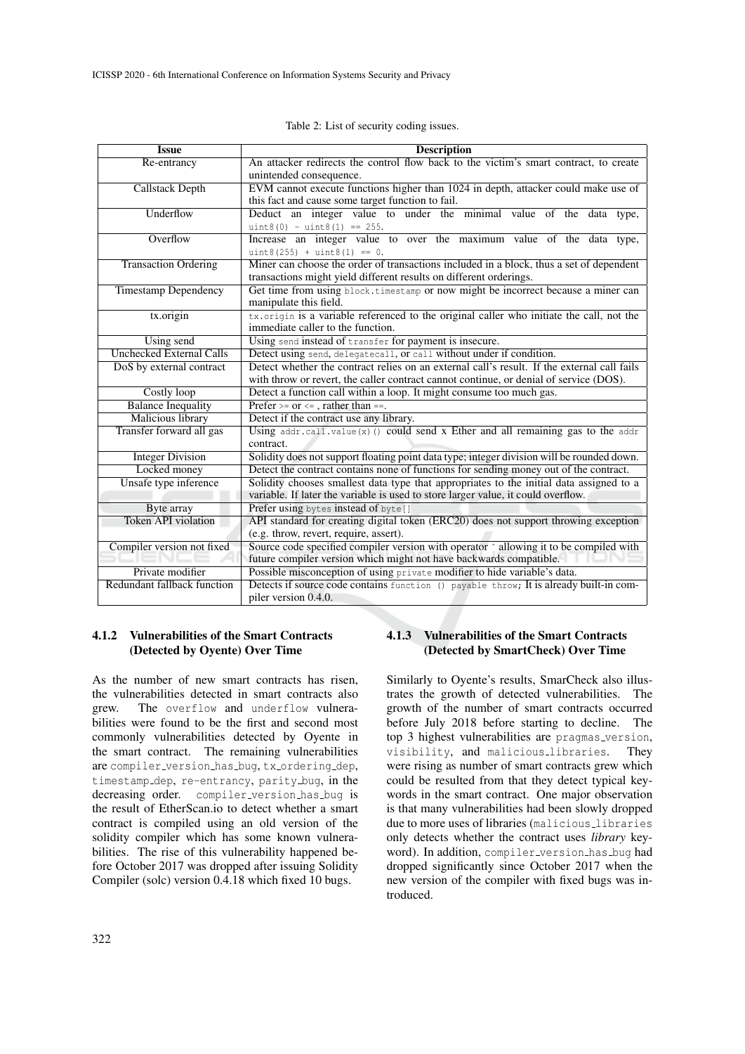Table 2: List of security coding issues.

| Issue | Description |
| --- | --- |
| Re-entrancy | An attacker redirects the control flow back to the victim's smart contract, to create unintended consequence. |
| Callstack Depth | EVM cannot execute functions higher than 1024 in depth, attacker could make use of this fact and cause some target function to fail. |
| Underflow | Deduct an integer value to under the minimal value of the data type, `uint8(0) - uint8(1) == 255`. |
| Overflow | Increase an integer value to over the maximum value of the data type, `uint8(255) + uint8(1) == 0`. |
| Transaction Ordering | Miner can choose the order of transactions included in a block, thus a set of dependent transactions might yield different results on different orderings. |
| Timestamp Dependency | Get time from using `block.timestamp` or now might be incorrect because a miner can manipulate this field. |
| tx.origin | `tx.origin` is a variable referenced to the original caller who initiate the call, not the immediate caller to the function. |
| Using send | Using `send` instead of `transfer` for payment is insecure. |
| Unchecked External Calls | Detect using `send`, `delegatecall`, or `call` without under if condition. |
| DoS by external contract | Detect whether the contract relies on an external call's result. If the external call fails with throw or revert, the caller contract cannot continue, or denial of service (DOS). |
| Costly loop | Detect a function call within a loop. It might consume too much gas. |
| Balance Inequality | Prefer `>=` or `<=`, rather than `==`. |
| Malicious library | Detect if the contract use any library. |
| Transfer forward all gas | Using `addr.call.value(x)()` could send x Ether and all remaining gas to the `addr` contract. |
| Integer Division | Solidity does not support floating point data type; integer division will be rounded down. |
| Locked money | Detect the contract contains none of functions for sending money out of the contract. |
| Unsafe type inference | Solidity chooses smallest data type that appropriates to the initial data assigned to a variable. If later the variable is used to store larger value, it could overflow. |
| Byte array | Prefer using `bytes` instead of `byte[]` |
| Token API violation | API standard for creating digital token (ERC20) does not support throwing exception (e.g. throw, revert, require, assert). |
| Compiler version not fixed | Source code specified compiler version with operator ^ allowing it to be compiled with future compiler version which might not have backwards compatible. |
| Private modifier | Possible misconception of using `private` modifier to hide variable's data. |
| Redundant fallback function | Detects if source code contains `function () payable throw;` It is already built-in compiler version 0.4.0. |

#### 4.1.2 Vulnerabilities of the Smart Contracts (Detected by Oyente) Over Time

As the number of new smart contracts has risen, the vulnerabilities detected in smart contracts also grew. The `overflow` and `underflow` vulnerabilities were found to be the first and second most commonly vulnerabilities detected by Oyente in the smart contract. The remaining vulnerabilities are `compiler_version_has_bug`, `tx_ordering_dep`, `timestamp_dep`, `re-entrancy`, `parity_bug`, in the decreasing order. `compiler_version_has_bug` is the result of EtherScan.io to detect whether a smart contract is compiled using an old version of the solidity compiler which has some known vulnerabilities. The rise of this vulnerability happened before October 2017 was dropped after issuing Solidity Compiler (solc) version 0.4.18 which fixed 10 bugs.

#### 4.1.3 Vulnerabilities of the Smart Contracts (Detected by SmartCheck) Over Time

Similarly to Oyente's results, SmarCheck also illustrates the growth of detected vulnerabilities. The growth of the number of smart contracts occurred before July 2018 before starting to decline. The top 3 highest vulnerabilities are `pragmas_version`, `visibility`, and `malicious_libraries`. They were rising as number of smart contracts grew which could be resulted from that they detect typical keywords in the smart contract. One major observation is that many vulnerabilities had been slowly dropped due to more uses of libraries (`malicious_libraries` only detects whether the contract uses *library* keyword). In addition, `compiler_version_has_bug` had dropped significantly since October 2017 when the new version of the compiler with fixed bugs was introduced.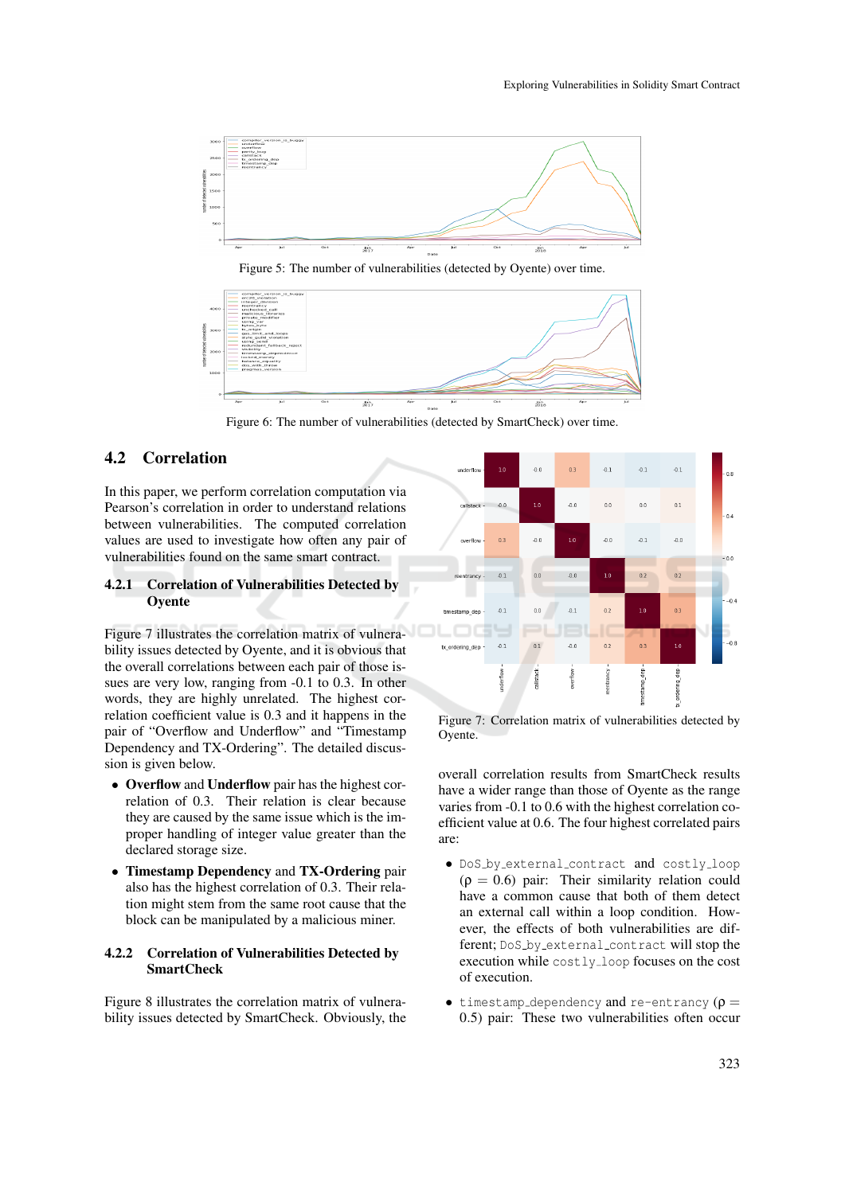Figure 5: The number of vulnerabilities (detected by Oyente) over time.

Figure 6: The number of vulnerabilities (detected by SmartCheck) over time.

## 4.2 Correlation

In this paper, we perform correlation computation via Pearson's correlation in order to understand relations between vulnerabilities. The computed correlation values are used to investigate how often any pair of vulnerabilities found on the same smart contract.

### 4.2.1 Correlation of Vulnerabilities Detected by Oyente

Figure 7 illustrates the correlation matrix of vulnerability issues detected by Oyente, and it is obvious that the overall correlations between each pair of those issues are very low, ranging from -0.1 to 0.3. In other words, they are highly unrelated. The highest correlation coefficient value is 0.3 and it happens in the pair of "Overflow and Underflow" and "Timestamp Dependency and TX-Ordering". The detailed discussion is given below.

- **Overflow** and **Underflow** pair has the highest correlation of 0.3. Their relation is clear because they are caused by the same issue which is the improper handling of integer value greater than the declared storage size.
- **Timestamp Dependency** and **TX-Ordering** pair also has the highest correlation of 0.3. Their relation might stem from the same root cause that the block can be manipulated by a malicious miner.

### 4.2.2 Correlation of Vulnerabilities Detected by SmartCheck

Figure 8 illustrates the correlation matrix of vulnerability issues detected by SmartCheck. Obviously, the overall correlation results from SmartCheck results have a wider range than those of Oyente as the range varies from -0.1 to 0.6 with the highest correlation coefficient value at 0.6. The four highest correlated pairs are:

|  | underflow | callstack | overflow | reentrancy | timestamp_dep | tx_ordering_dep |
|---|---|---|---|---|---|---|
| underflow | 1.0 | -0.0 | 0.3 | -0.1 | -0.1 | -0.1 |
| callstack | -0.0 | 1.0 | -0.0 | 0.0 | 0.0 | 0.1 |
| overflow | 0.3 | -0.0 | 1.0 | -0.0 | -0.1 | -0.0 |
| reentrancy | -0.1 | 0.0 | -0.0 | 1.0 | 0.2 | 0.2 |
| timestamp_dep | -0.1 | 0.0 | -0.1 | 0.2 | 1.0 | 0.3 |
| tx_ordering_dep | -0.1 | 0.1 | -0.0 | 0.2 | 0.3 | 1.0 |

Figure 7: Correlation matrix of vulnerabilities detected by Oyente.

- `DoS_by_external_contract` and `costly_loop` ($\rho = 0.6$) pair: Their similarity relation could have a common cause that both of them detect an external call within a loop condition. However, the effects of both vulnerabilities are different; `DoS_by_external_contract` will stop the execution while `costly_loop` focuses on the cost of execution.
- `timestamp_dependency` and `re-entrancy` ($\rho = 0.5$) pair: These two vulnerabilities often occur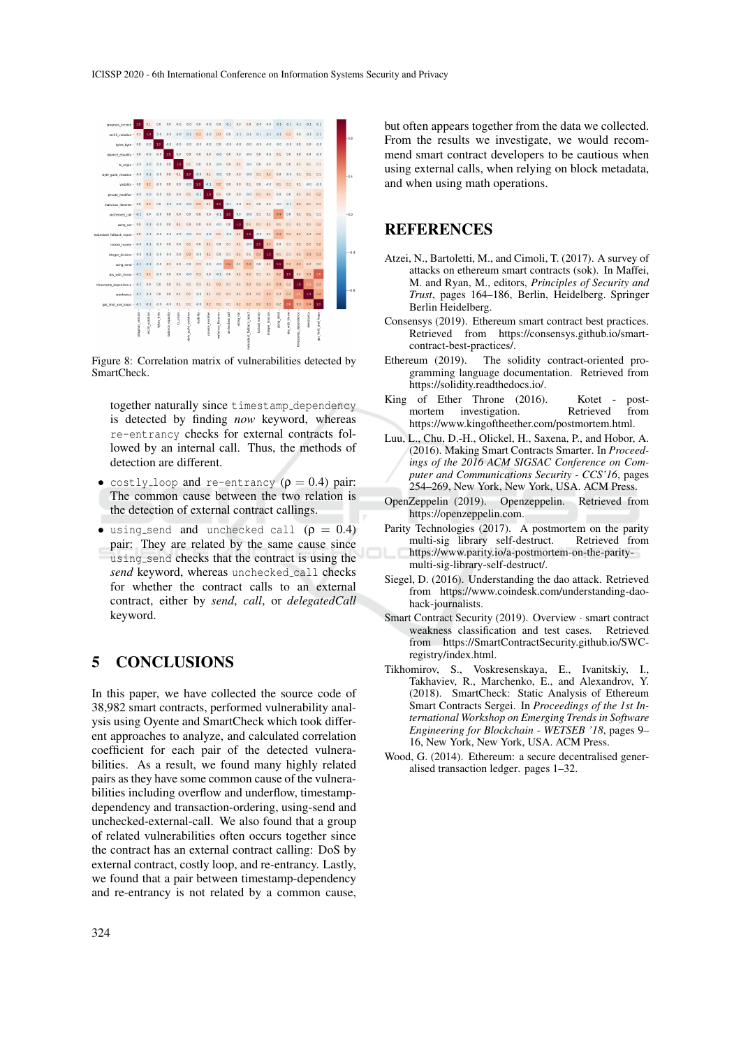Figure 8: Correlation matrix of vulnerabilities detected by SmartCheck.

together naturally since timestamp_dependency is detected by finding *now* keyword, whereas re-entrancy checks for external contracts followed by an internal call. Thus, the methods of detection are different.

- costly_loop and re-entrancy ($\rho = 0.4$) pair: The common cause between the two relation is the detection of external contract callings.
- using_send and unchecked call ($\rho = 0.4$) pair: They are related by the same cause since using_send checks that the contract is using the *send* keyword, whereas unchecked_call checks for whether the contract calls to an external contract, either by *send*, *call*, or *delegatedCall* keyword.

## 5 CONCLUSIONS

In this paper, we have collected the source code of 38,982 smart contracts, performed vulnerability analysis using Oyente and SmartCheck which took different approaches to analyze, and calculated correlation coefficient for each pair of the detected vulnerabilities. As a result, we found many highly related pairs as they have some common cause of the vulnerabilities including overflow and underflow, timestamp-dependency and transaction-ordering, using-send and unchecked-external-call. We also found that a group of related vulnerabilities often occurs together since the contract has an external contract calling: DoS by external contract, costly loop, and re-entrancy. Lastly, we found that a pair between timestamp-dependency and re-entrancy is not related by a common cause, but often appears together from the data we collected. From the results we investigate, we would recommend smart contract developers to be cautious when using external calls, when relying on block metadata, and when using math operations.

## REFERENCES

Atzei, N., Bartoletti, M., and Cimoli, T. (2017). A survey of attacks on ethereum smart contracts (sok). In Maffei, M. and Ryan, M., editors, *Principles of Security and Trust*, pages 164–186, Berlin, Heidelberg. Springer Berlin Heidelberg.

Consensys (2019). Ethereum smart contract best practices. Retrieved from https://consensys.github.io/smart-contract-best-practices/.

Ethereum (2019). The solidity contract-oriented programming language documentation. Retrieved from https://solidity.readthedocs.io/.

King of Ether Throne (2016). Kotet - post-mortem investigation. Retrieved from https://www.kingoftheether.com/postmortem.html.

Luu, L., Chu, D.-H., Olickel, H., Saxena, P., and Hobor, A. (2016). Making Smart Contracts Smarter. In *Proceedings of the 2016 ACM SIGSAC Conference on Computer and Communications Security - CCS'16*, pages 254–269, New York, New York, USA. ACM Press.

OpenZeppelin (2019). Openzeppelin. Retrieved from https://openzeppelin.com.

Parity Technologies (2017). A postmortem on the parity multi-sig library self-destruct. Retrieved from https://www.parity.io/a-postmortem-on-the-parity-multi-sig-library-self-destruct/.

Siegel, D. (2016). Understanding the dao attack. Retrieved from https://www.coindesk.com/understanding-dao-hack-journalists.

Smart Contract Security (2019). Overview · smart contract weakness classification and test cases. Retrieved from https://SmartContractSecurity.github.io/SWC-registry/index.html.

Tikhomirov, S., Voskresenskaya, E., Ivanitskiy, I., Takhaviev, R., Marchenko, E., and Alexandrov, Y. (2018). SmartCheck: Static Analysis of Ethereum Smart Contracts Sergei. In *Proceedings of the 1st International Workshop on Emerging Trends in Software Engineering for Blockchain - WETSEB '18*, pages 9–16, New York, New York, USA. ACM Press.

Wood, G. (2014). Ethereum: a secure decentralised generalised transaction ledger. pages 1–32.